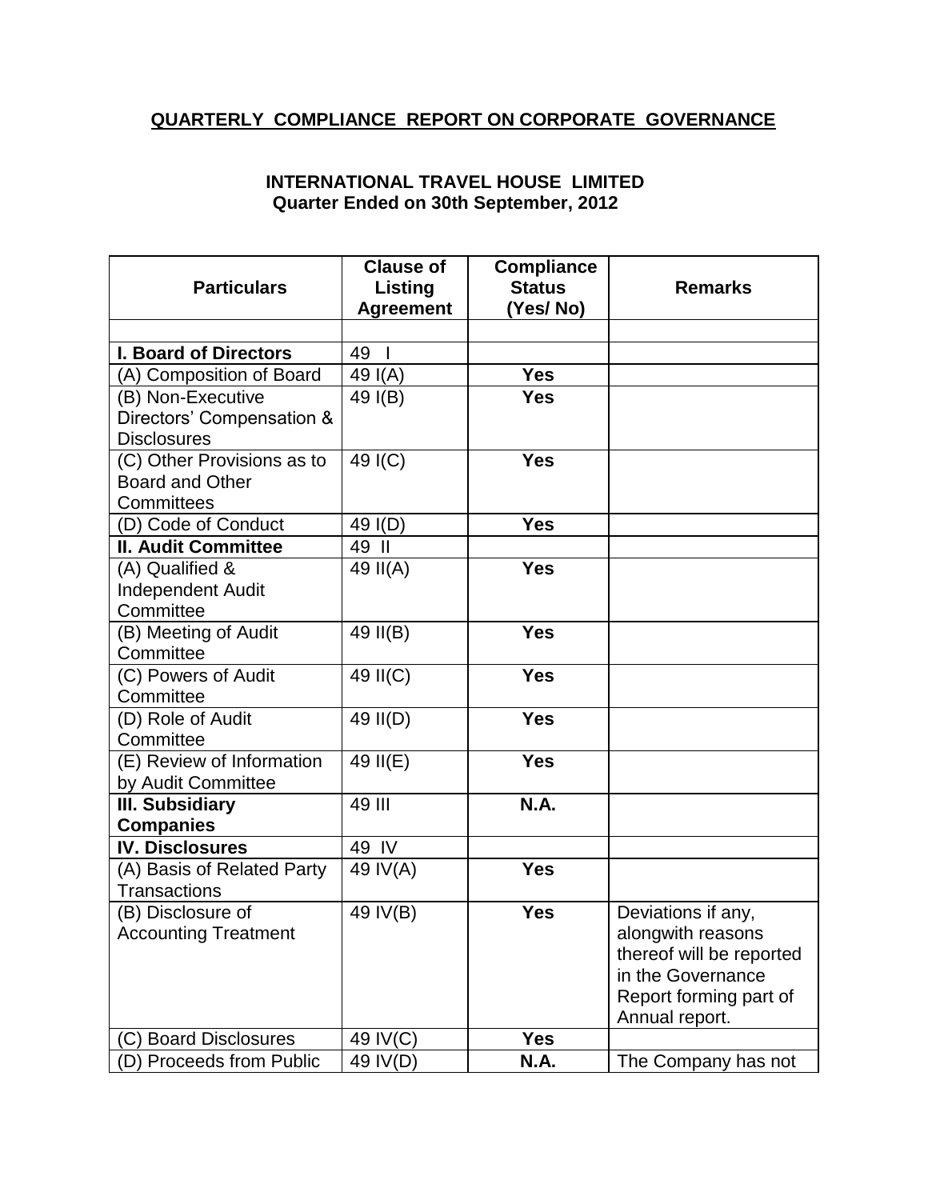# QUARTERLY COMPLIANCE REPORT ON CORPORATE GOVERNANCE

## INTERNATIONAL TRAVEL HOUSE LIMITED
### Quarter Ended on 30th September, 2012

| Particulars | Clause of Listing Agreement | Compliance Status (Yes/ No) | Remarks |
|---|---|---|---|
| | | | |
| **I. Board of Directors** | 49 I | | |
| (A) Composition of Board | 49 I(A) | **Yes** | |
| (B) Non-Executive Directors' Compensation & Disclosures | 49 I(B) | **Yes** | |
| (C) Other Provisions as to Board and Other Committees | 49 I(C) | **Yes** | |
| (D) Code of Conduct | 49 I(D) | **Yes** | |
| **II. Audit Committee** | 49 II | | |
| (A) Qualified & Independent Audit Committee | 49 II(A) | **Yes** | |
| (B) Meeting of Audit Committee | 49 II(B) | **Yes** | |
| (C) Powers of Audit Committee | 49 II(C) | **Yes** | |
| (D) Role of Audit Committee | 49 II(D) | **Yes** | |
| (E) Review of Information by Audit Committee | 49 II(E) | **Yes** | |
| **III. Subsidiary Companies** | 49 III | **N.A.** | |
| **IV. Disclosures** | 49 IV | | |
| (A) Basis of Related Party Transactions | 49 IV(A) | **Yes** | |
| (B) Disclosure of Accounting Treatment | 49 IV(B) | **Yes** | Deviations if any, alongwith reasons thereof will be reported in the Governance Report forming part of Annual report. |
| (C) Board Disclosures | 49 IV(C) | **Yes** | |
| (D) Proceeds from Public | 49 IV(D) | **N.A.** | The Company has not |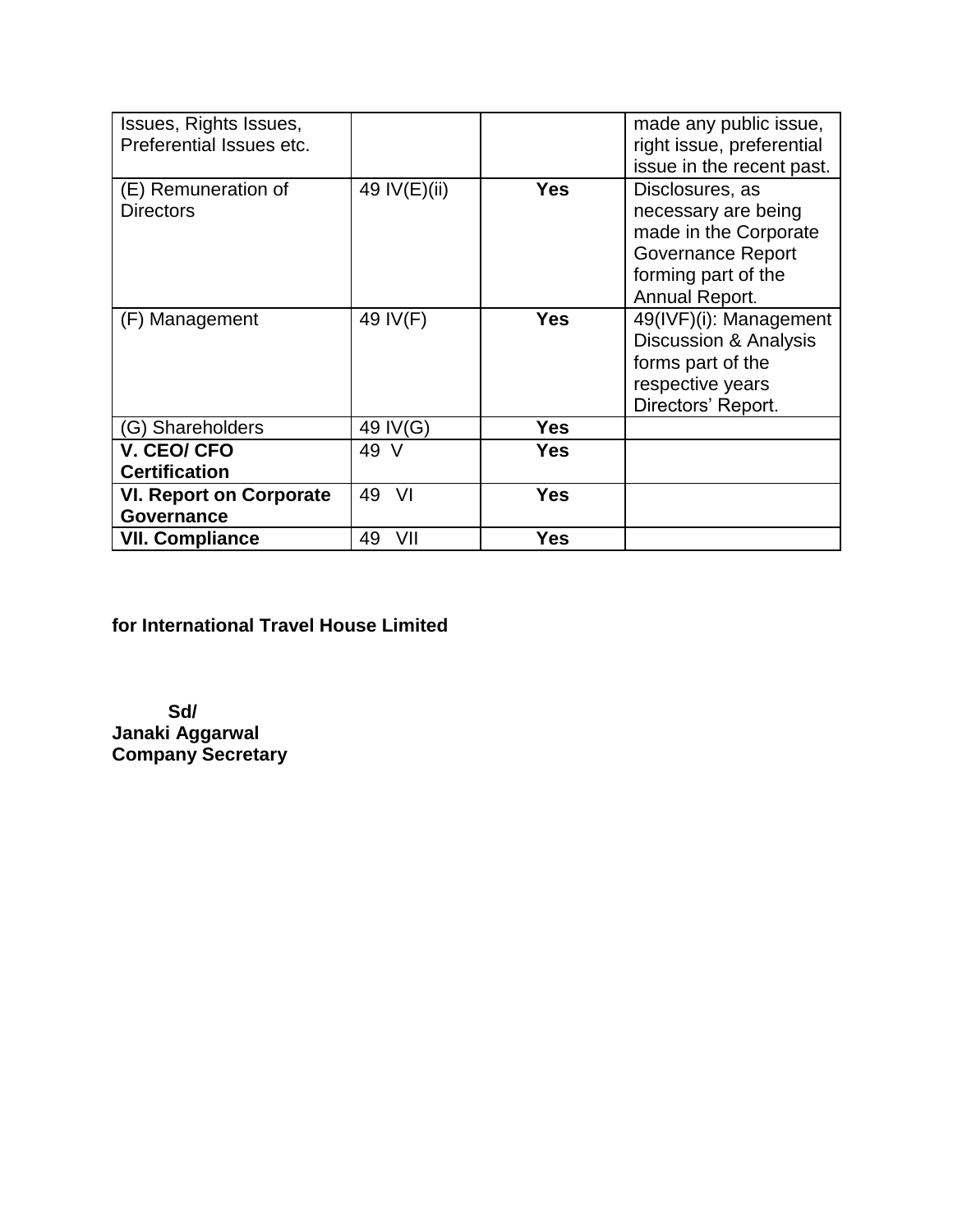| | | | |
|---|---|---|---|
| Issues, Rights Issues, Preferential Issues etc. | | | made any public issue, right issue, preferential issue in the recent past. |
| (E) Remuneration of Directors | 49 IV(E)(ii) | **Yes** | Disclosures, as necessary are being made in the Corporate Governance Report forming part of the Annual Report. |
| (F) Management | 49 IV(F) | **Yes** | 49(IVF)(i): Management Discussion & Analysis forms part of the respective years Directors' Report. |
| (G) Shareholders | 49 IV(G) | **Yes** | |
| **V. CEO/ CFO Certification** | 49 V | **Yes** | |
| **VI. Report on Corporate Governance** | 49 VI | **Yes** | |
| **VII. Compliance** | 49 VII | **Yes** | |

**for International Travel House Limited**

**Sd/**
**Janaki Aggarwal**
**Company Secretary**